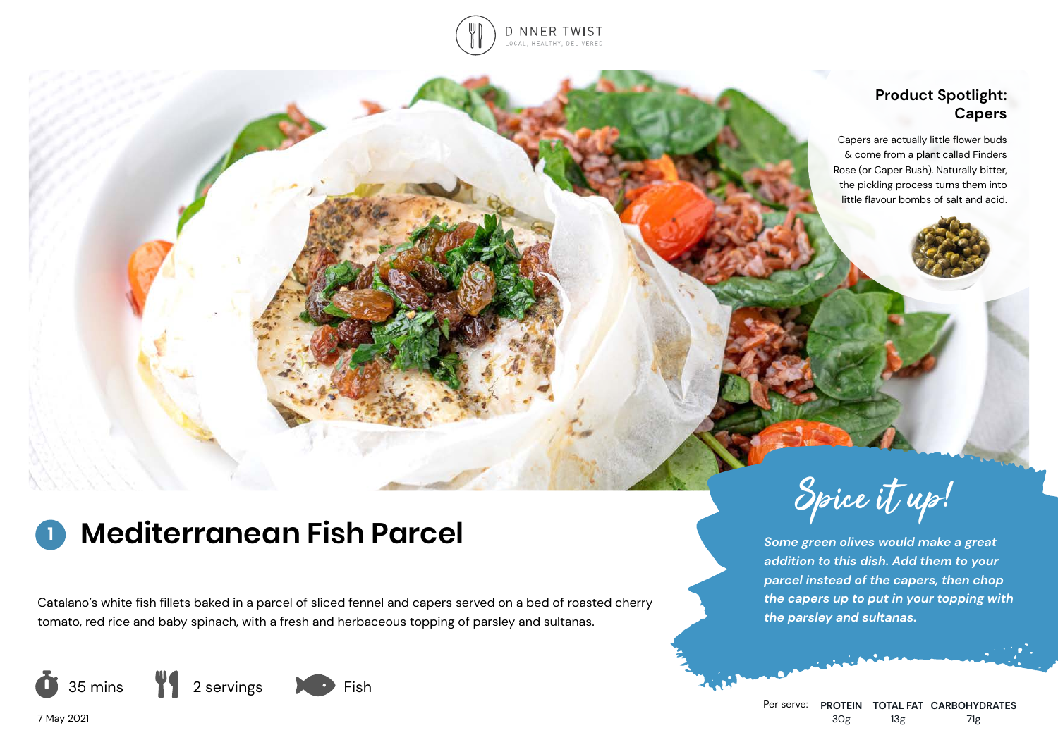DINNER TWIST

LOCAL, HEALTHY, DELIVERED

## Product Spotlight: Capers

Capers are actually little flower buds & come from a plant called Finders Rose (or Caper Bush). Naturally bitter, the pickling process turns them into little flavour bombs of salt and acid.

# 1 Mediterranean Fish Parcel

Catalano's white fish fillets baked in a parcel of sliced fennel and capers served on a bed of roasted cherry tomato, red rice and baby spinach, with a fresh and herbaceous topping of parsley and sultanas.

35 mins | 2 servings | Fish

7 May 2021

## Spice it up!

*Some green olives would make a great addition to this dish. Add them to your parcel instead of the capers, then chop the capers up to put in your topping with the parsley and sultanas.*

| Per serve: | PROTEIN | TOTAL FAT | CARBOHYDRATES |
|---|---|---|---|
| | 30g | 13g | 71g |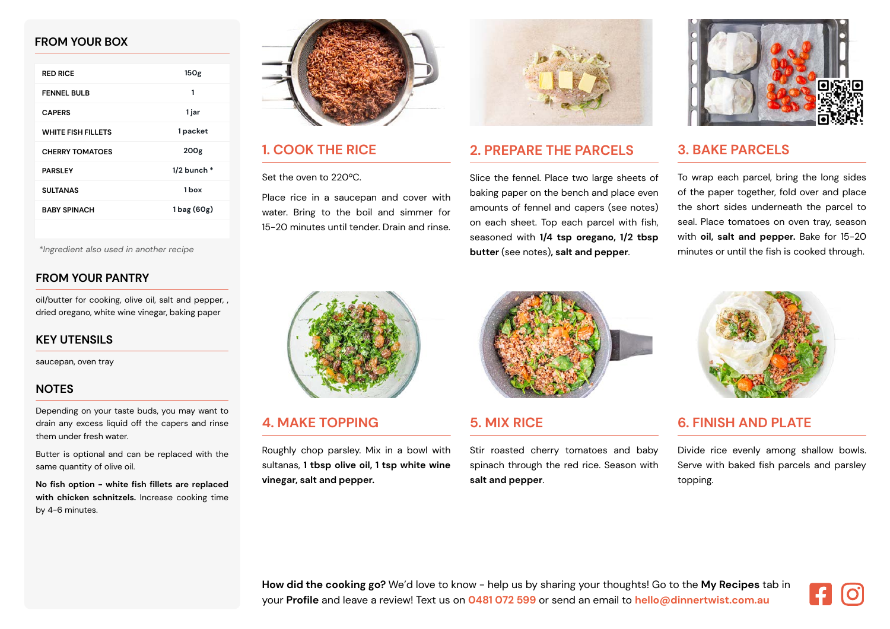## FROM YOUR BOX

| | |
|---|---|
| RED RICE | 150g |
| FENNEL BULB | 1 |
| CAPERS | 1 jar |
| WHITE FISH FILLETS | 1 packet |
| CHERRY TOMATOES | 200g |
| PARSLEY | 1/2 bunch * |
| SULTANAS | 1 box |
| BABY SPINACH | 1 bag (60g) |

*\*Ingredient also used in another recipe*

## FROM YOUR PANTRY

oil/butter for cooking, olive oil, salt and pepper, , dried oregano, white wine vinegar, baking paper

## KEY UTENSILS

saucepan, oven tray

## NOTES

Depending on your taste buds, you may want to drain any excess liquid off the capers and rinse them under fresh water.

Butter is optional and can be replaced with the same quantity of olive oil.

**No fish option – white fish fillets are replaced with chicken schnitzels.** Increase cooking time by 4-6 minutes.

## 1. COOK THE RICE

Set the oven to 220°C.

Place rice in a saucepan and cover with water. Bring to the boil and simmer for 15-20 minutes until tender. Drain and rinse.

## 2. PREPARE THE PARCELS

Slice the fennel. Place two large sheets of baking paper on the bench and place even amounts of fennel and capers (see notes) on each sheet. Top each parcel with fish, seasoned with **1/4 tsp oregano, 1/2 tbsp butter** (see notes)**, salt and pepper**.

## 3. BAKE PARCELS

To wrap each parcel, bring the long sides of the paper together, fold over and place the short sides underneath the parcel to seal. Place tomatoes on oven tray, season with **oil, salt and pepper.** Bake for 15-20 minutes or until the fish is cooked through.

## 4. MAKE TOPPING

Roughly chop parsley. Mix in a bowl with sultanas, **1 tbsp olive oil, 1 tsp white wine vinegar, salt and pepper.**

## 5. MIX RICE

Stir roasted cherry tomatoes and baby spinach through the red rice. Season with **salt and pepper**.

## 6. FINISH AND PLATE

Divide rice evenly among shallow bowls. Serve with baked fish parcels and parsley topping.

**How did the cooking go?** We'd love to know - help us by sharing your thoughts! Go to the **My Recipes** tab in your **Profile** and leave a review! Text us on 0481 072 599 or send an email to hello@dinnertwist.com.au